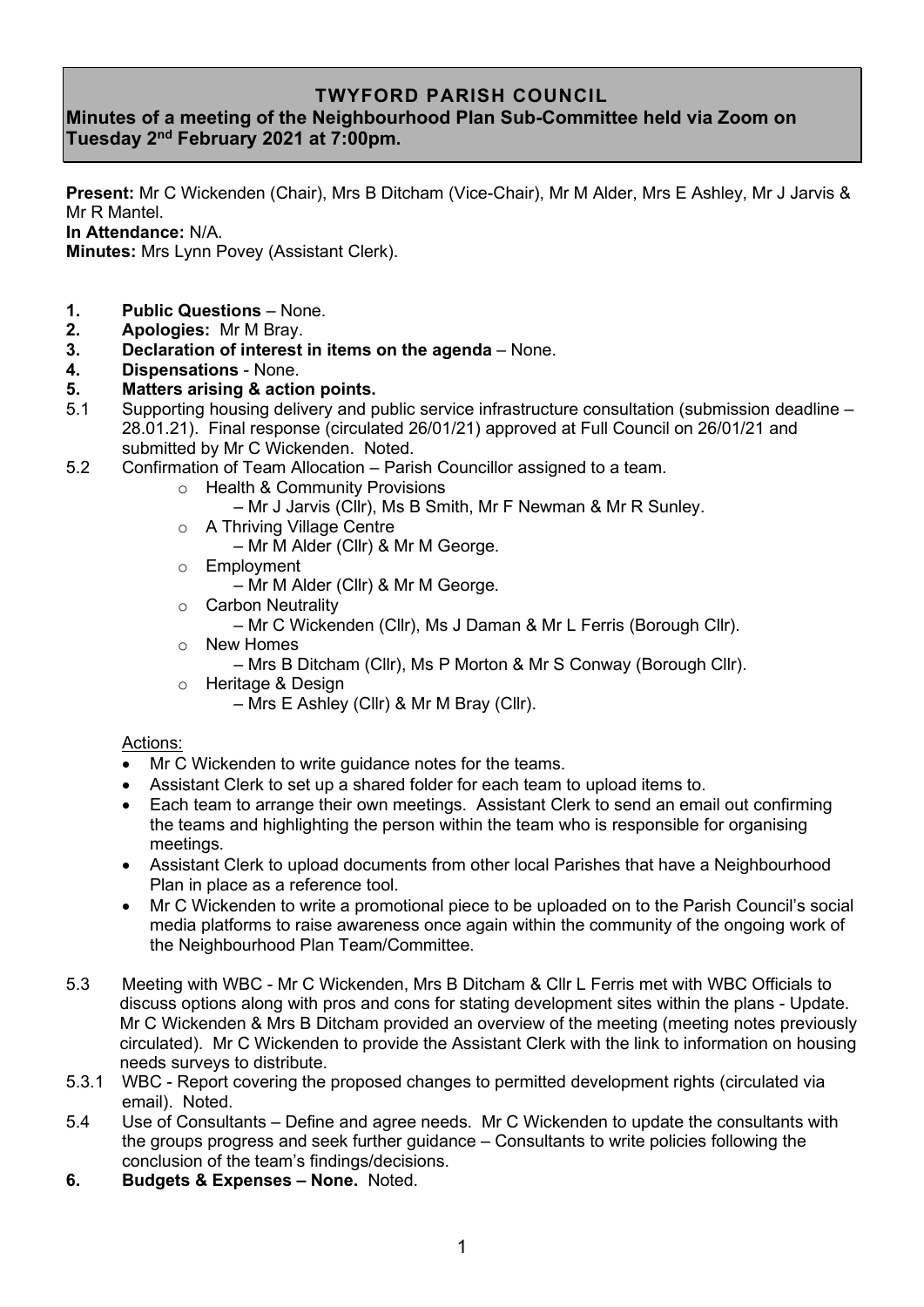# TWYFORD PARISH COUNCIL

## Minutes of a meeting of the Neighbourhood Plan Sub-Committee held via Zoom on Tuesday 2nd February 2021 at 7:00pm.

**Present:** Mr C Wickenden (Chair), Mrs B Ditcham (Vice-Chair), Mr M Alder, Mrs E Ashley, Mr J Jarvis & Mr R Mantel.

**In Attendance:** N/A.

**Minutes:** Mrs Lynn Povey (Assistant Clerk).

**1. Public Questions** – None.

**2. Apologies:** Mr M Bray.

**3. Declaration of interest in items on the agenda** – None.

**4. Dispensations** - None.

**5. Matters arising & action points.**

5.1 Supporting housing delivery and public service infrastructure consultation (submission deadline – 28.01.21). Final response (circulated 26/01/21) approved at Full Council on 26/01/21 and submitted by Mr C Wickenden. Noted.

5.2 Confirmation of Team Allocation – Parish Councillor assigned to a team.

- Health & Community Provisions
  - Mr J Jarvis (Cllr), Ms B Smith, Mr F Newman & Mr R Sunley.
- A Thriving Village Centre
  - Mr M Alder (Cllr) & Mr M George.
- Employment
  - Mr M Alder (Cllr) & Mr M George.
- Carbon Neutrality
  - Mr C Wickenden (Cllr), Ms J Daman & Mr L Ferris (Borough Cllr).
- New Homes
  - Mrs B Ditcham (Cllr), Ms P Morton & Mr S Conway (Borough Cllr).
- Heritage & Design
  - Mrs E Ashley (Cllr) & Mr M Bray (Cllr).

Actions:

- Mr C Wickenden to write guidance notes for the teams.
- Assistant Clerk to set up a shared folder for each team to upload items to.
- Each team to arrange their own meetings. Assistant Clerk to send an email out confirming the teams and highlighting the person within the team who is responsible for organising meetings.
- Assistant Clerk to upload documents from other local Parishes that have a Neighbourhood Plan in place as a reference tool.
- Mr C Wickenden to write a promotional piece to be uploaded on to the Parish Council's social media platforms to raise awareness once again within the community of the ongoing work of the Neighbourhood Plan Team/Committee.

5.3 Meeting with WBC - Mr C Wickenden, Mrs B Ditcham & Cllr L Ferris met with WBC Officials to discuss options along with pros and cons for stating development sites within the plans - Update. Mr C Wickenden & Mrs B Ditcham provided an overview of the meeting (meeting notes previously circulated). Mr C Wickenden to provide the Assistant Clerk with the link to information on housing needs surveys to distribute.

5.3.1 WBC - Report covering the proposed changes to permitted development rights (circulated via email). Noted.

5.4 Use of Consultants – Define and agree needs. Mr C Wickenden to update the consultants with the groups progress and seek further guidance – Consultants to write policies following the conclusion of the team's findings/decisions.

**6. Budgets & Expenses – None.** Noted.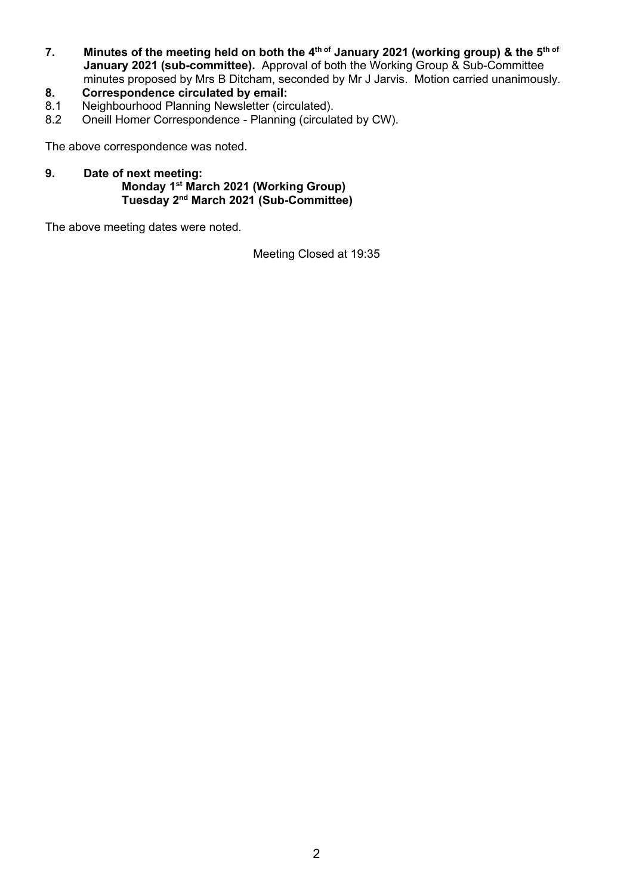**7. Minutes of the meeting held on both the 4th of January 2021 (working group) & the 5th of January 2021 (sub-committee).** Approval of both the Working Group & Sub-Committee minutes proposed by Mrs B Ditcham, seconded by Mr J Jarvis. Motion carried unanimously.

**8. Correspondence circulated by email:**

8.1 Neighbourhood Planning Newsletter (circulated).

8.2 Oneill Homer Correspondence - Planning (circulated by CW).

The above correspondence was noted.

**9. Date of next meeting:**

**Monday 1st March 2021 (Working Group)**

**Tuesday 2nd March 2021 (Sub-Committee)**

The above meeting dates were noted.

Meeting Closed at 19:35